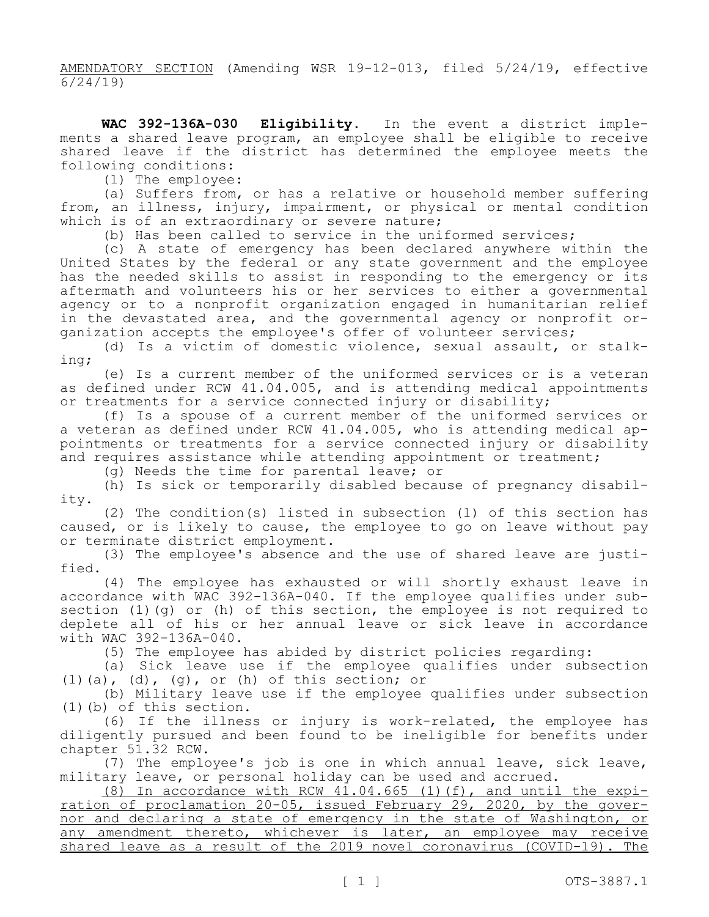AMENDATORY SECTION (Amending WSR 19-12-013, filed 5/24/19, effective 6/24/19)

**WAC 392-136A-030 Eligibility.** In the event a district implements a shared leave program, an employee shall be eligible to receive shared leave if the district has determined the employee meets the following conditions:

(1) The employee:

(a) Suffers from, or has a relative or household member suffering from, an illness, injury, impairment, or physical or mental condition which is of an extraordinary or severe nature;

(b) Has been called to service in the uniformed services;

(c) A state of emergency has been declared anywhere within the United States by the federal or any state government and the employee has the needed skills to assist in responding to the emergency or its aftermath and volunteers his or her services to either a governmental agency or to a nonprofit organization engaged in humanitarian relief in the devastated area, and the governmental agency or nonprofit organization accepts the employee's offer of volunteer services;

(d) Is a victim of domestic violence, sexual assault, or stalking;

(e) Is a current member of the uniformed services or is a veteran as defined under RCW 41.04.005, and is attending medical appointments or treatments for a service connected injury or disability;

(f) Is a spouse of a current member of the uniformed services or a veteran as defined under RCW 41.04.005, who is attending medical appointments or treatments for a service connected injury or disability and requires assistance while attending appointment or treatment;

(g) Needs the time for parental leave; or

(h) Is sick or temporarily disabled because of pregnancy disability.

(2) The condition(s) listed in subsection (1) of this section has caused, or is likely to cause, the employee to go on leave without pay or terminate district employment.

(3) The employee's absence and the use of shared leave are justified.

(4) The employee has exhausted or will shortly exhaust leave in accordance with WAC 392-136A-040. If the employee qualifies under subsection (1)(g) or (h) of this section, the employee is not required to deplete all of his or her annual leave or sick leave in accordance with WAC 392-136A-040.

(5) The employee has abided by district policies regarding:

(a) Sick leave use if the employee qualifies under subsection (1)(a), (d), (g), or (h) of this section; or

(b) Military leave use if the employee qualifies under subsection (1)(b) of this section.

(6) If the illness or injury is work-related, the employee has diligently pursued and been found to be ineligible for benefits under chapter 51.32 RCW.

(7) The employee's job is one in which annual leave, sick leave, military leave, or personal holiday can be used and accrued.

<u>(8) In accordance with RCW 41.04.665 (1)(f), and until the expiration of proclamation 20-05, issued February 29, 2020, by the governor and declaring a state of emergency in the state of Washington, or any amendment thereto, whichever is later, an employee may receive shared leave as a result of the 2019 novel coronavirus (COVID-19). The</u>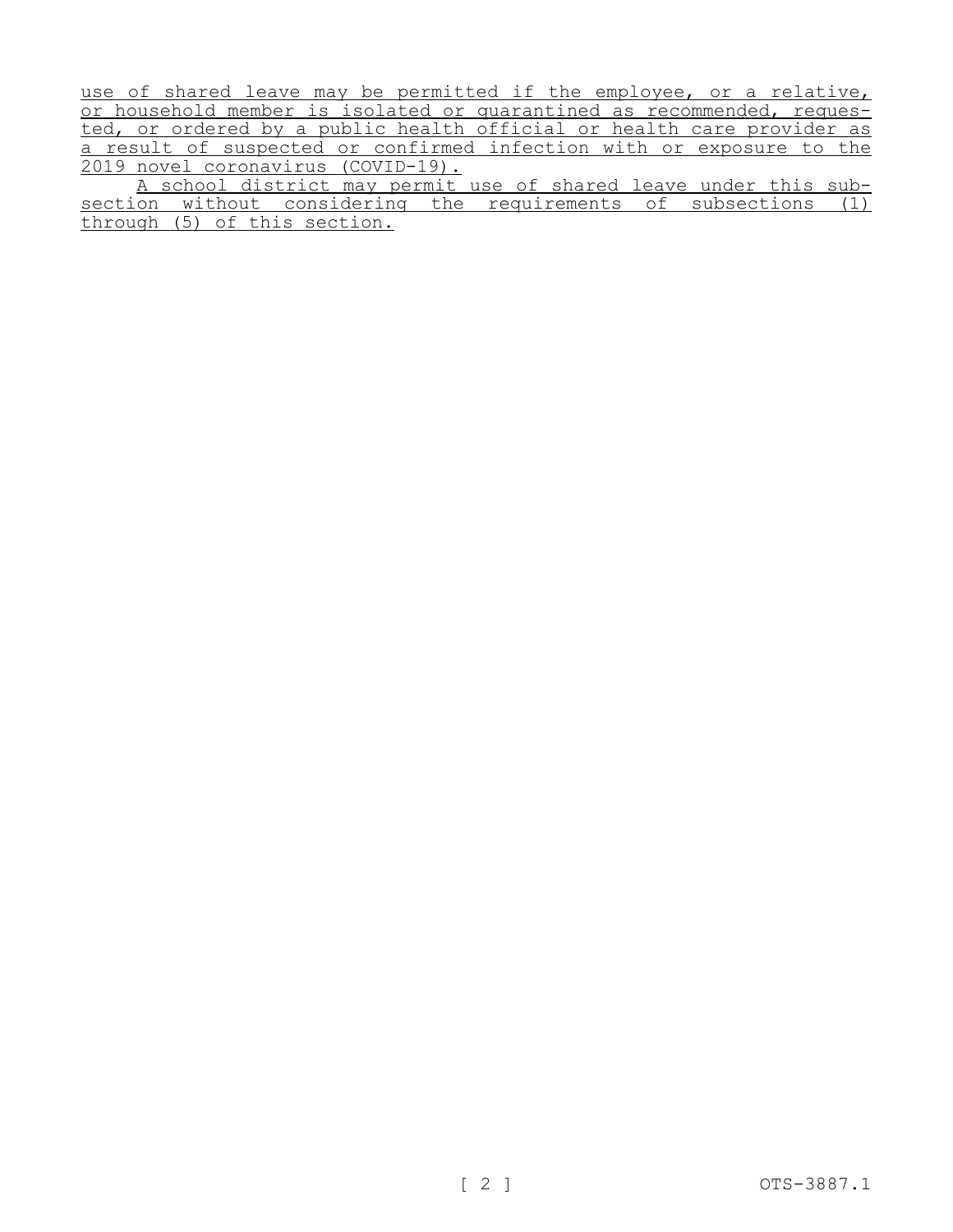use of shared leave may be permitted if the employee, or a relative, or household member is isolated or quarantined as recommended, requested, or ordered by a public health official or health care provider as a result of suspected or confirmed infection with or exposure to the 2019 novel coronavirus (COVID-19).

A school district may permit use of shared leave under this subsection without considering the requirements of subsections (1) through (5) of this section.